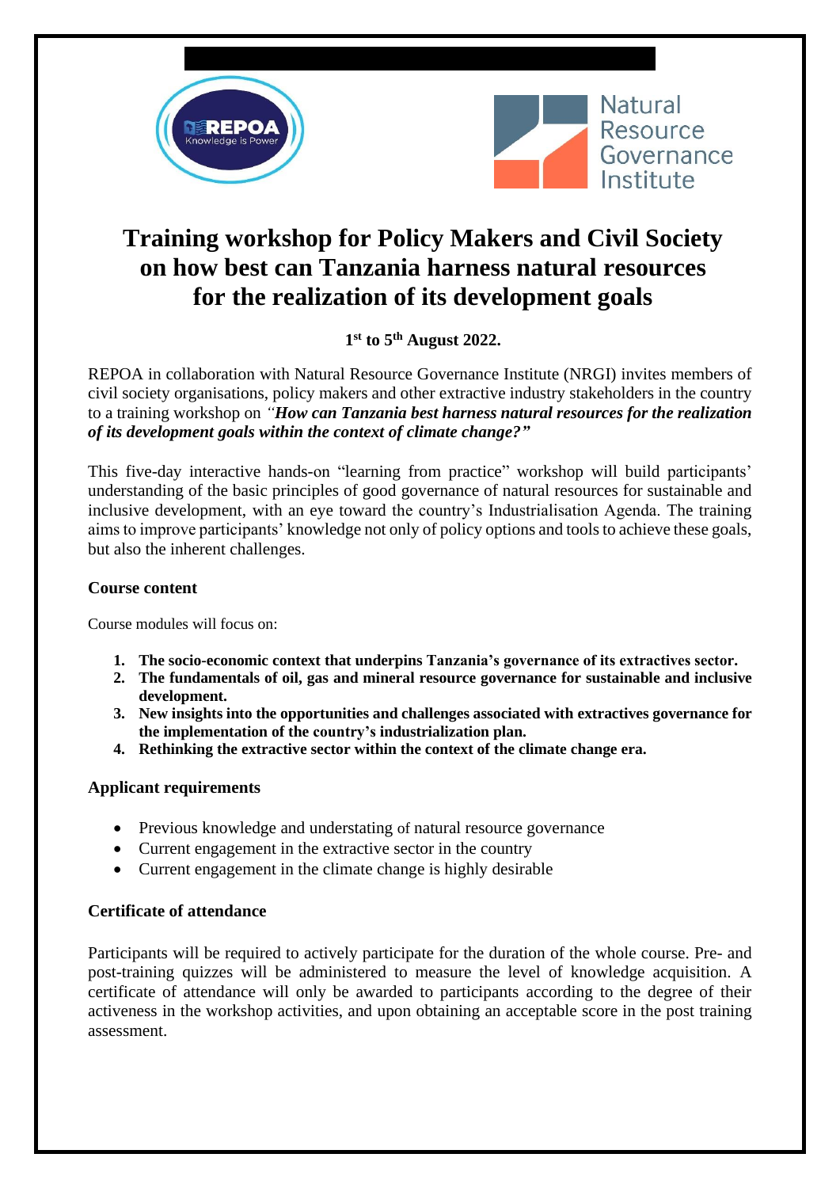# Training workshop for Policy Makers and Civil Society on how best can Tanzania harness natural resources for the realization of its development goals

**1st to 5th August 2022.**

REPOA in collaboration with Natural Resource Governance Institute (NRGI) invites members of civil society organisations, policy makers and other extractive industry stakeholders in the country to a training workshop on *"**How can Tanzania best harness natural resources for the realization of its development goals within the context of climate change?**"*

This five-day interactive hands-on "learning from practice" workshop will build participants' understanding of the basic principles of good governance of natural resources for sustainable and inclusive development, with an eye toward the country's Industrialisation Agenda. The training aims to improve participants' knowledge not only of policy options and tools to achieve these goals, but also the inherent challenges.

### Course content

Course modules will focus on:

1. **The socio-economic context that underpins Tanzania's governance of its extractives sector.**
2. **The fundamentals of oil, gas and mineral resource governance for sustainable and inclusive development.**
3. **New insights into the opportunities and challenges associated with extractives governance for the implementation of the country's industrialization plan.**
4. **Rethinking the extractive sector within the context of the climate change era.**

### Applicant requirements

- Previous knowledge and understating of natural resource governance
- Current engagement in the extractive sector in the country
- Current engagement in the climate change is highly desirable

### Certificate of attendance

Participants will be required to actively participate for the duration of the whole course. Pre- and post-training quizzes will be administered to measure the level of knowledge acquisition. A certificate of attendance will only be awarded to participants according to the degree of their activeness in the workshop activities, and upon obtaining an acceptable score in the post training assessment.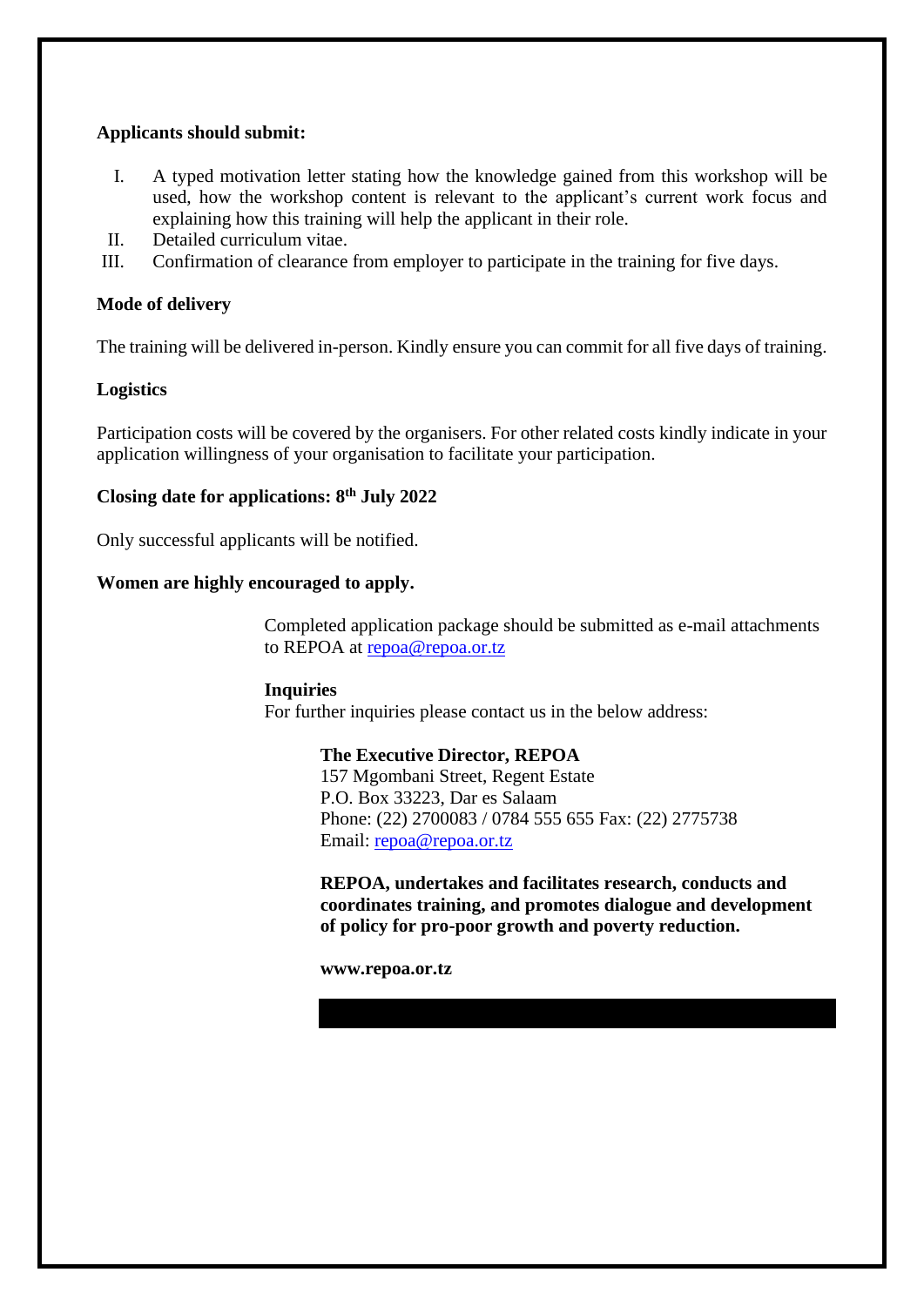**Applicants should submit:**

I. A typed motivation letter stating how the knowledge gained from this workshop will be used, how the workshop content is relevant to the applicant's current work focus and explaining how this training will help the applicant in their role.
II. Detailed curriculum vitae.
III. Confirmation of clearance from employer to participate in the training for five days.

**Mode of delivery**

The training will be delivered in-person. Kindly ensure you can commit for all five days of training.

**Logistics**

Participation costs will be covered by the organisers. For other related costs kindly indicate in your application willingness of your organisation to facilitate your participation.

**Closing date for applications: 8th July 2022**

Only successful applicants will be notified.

**Women are highly encouraged to apply.**

Completed application package should be submitted as e-mail attachments to REPOA at repoa@repoa.or.tz

**Inquiries**
For further inquiries please contact us in the below address:

**The Executive Director, REPOA**
157 Mgombani Street, Regent Estate
P.O. Box 33223, Dar es Salaam
Phone: (22) 2700083 / 0784 555 655 Fax: (22) 2775738
Email: repoa@repoa.or.tz

**REPOA, undertakes and facilitates research, conducts and coordinates training, and promotes dialogue and development of policy for pro-poor growth and poverty reduction.**

**www.repoa.or.tz**